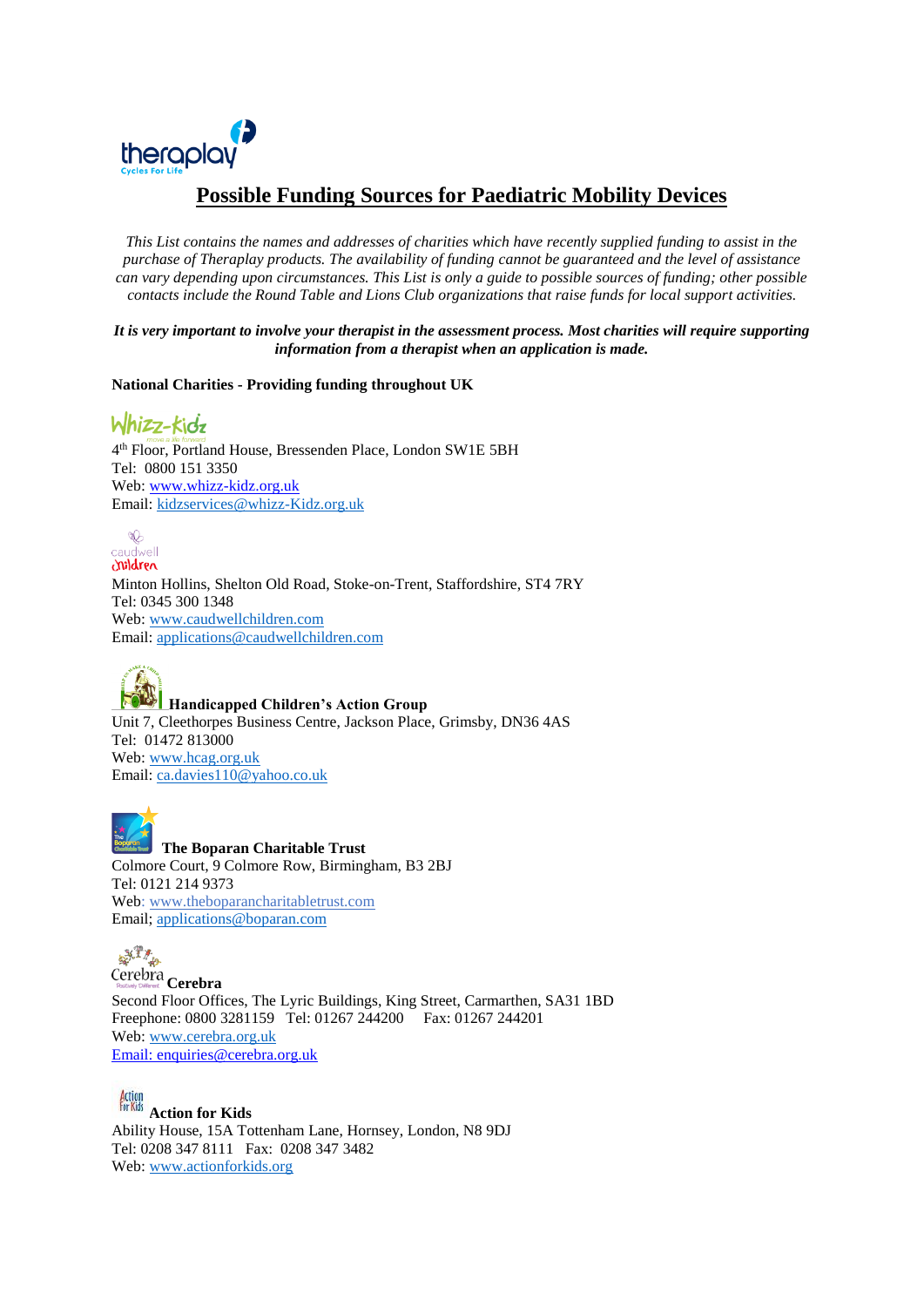# Possible Funding Sources for Paediatric Mobility Devices

*This List contains the names and addresses of charities which have recently supplied funding to assist in the purchase of Theraplay products. The availability of funding cannot be guaranteed and the level of assistance can vary depending upon circumstances. This List is only a guide to possible sources of funding; other possible contacts include the Round Table and Lions Club organizations that raise funds for local support activities.*

***It is very important to involve your therapist in the assessment process. Most charities will require supporting information from a therapist when an application is made.***

**National Charities - Providing funding throughout UK**

**Whizz-Kidz**
4th Floor, Portland House, Bressenden Place, London SW1E 5BH
Tel: 0800 151 3350
Web: www.whizz-kidz.org.uk
Email: kidzservices@whizz-Kidz.org.uk

**Caudwell Children**
Minton Hollins, Shelton Old Road, Stoke-on-Trent, Staffordshire, ST4 7RY
Tel: 0345 300 1348
Web: www.caudwellchildren.com
Email: applications@caudwellchildren.com

**Handicapped Children's Action Group**
Unit 7, Cleethorpes Business Centre, Jackson Place, Grimsby, DN36 4AS
Tel: 01472 813000
Web: www.hcag.org.uk
Email: ca.davies110@yahoo.co.uk

**The Boparan Charitable Trust**
Colmore Court, 9 Colmore Row, Birmingham, B3 2BJ
Tel: 0121 214 9373
Web: www.theboparancharitabletrust.com
Email; applications@boparan.com

**Cerebra**
Second Floor Offices, The Lyric Buildings, King Street, Carmarthen, SA31 1BD
Freephone: 0800 3281159 Tel: 01267 244200 Fax: 01267 244201
Web: www.cerebra.org.uk
Email: enquiries@cerebra.org.uk

**Action for Kids**
Ability House, 15A Tottenham Lane, Hornsey, London, N8 9DJ
Tel: 0208 347 8111 Fax: 0208 347 3482
Web: www.actionforkids.org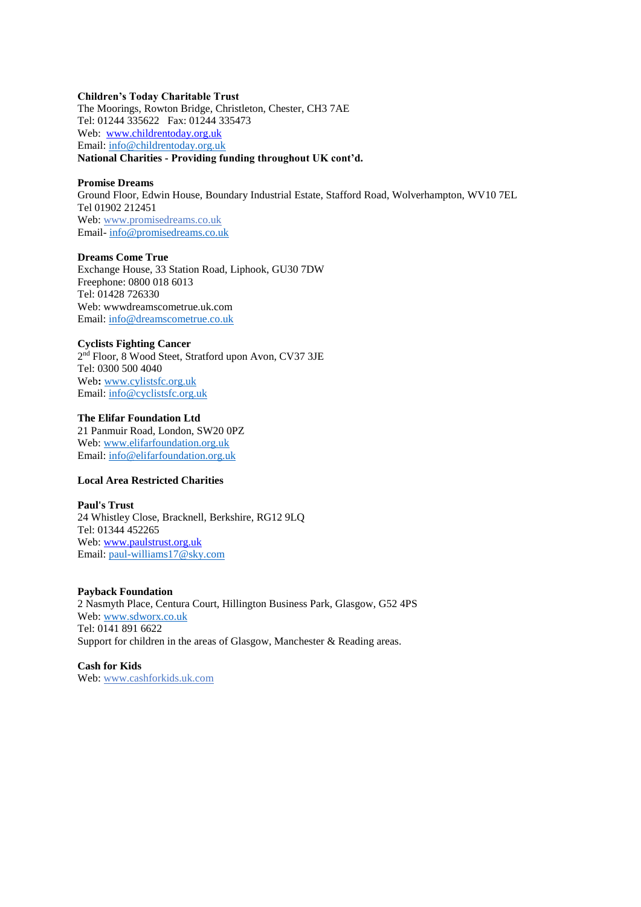**Children's Today Charitable Trust**
The Moorings, Rowton Bridge, Christleton, Chester, CH3 7AE
Tel: 01244 335622 Fax: 01244 335473
Web: www.childrentoday.org.uk
Email: info@childrentoday.org.uk

**National Charities - Providing funding throughout UK cont'd.**

**Promise Dreams**
Ground Floor, Edwin House, Boundary Industrial Estate, Stafford Road, Wolverhampton, WV10 7EL
Tel 01902 212451
Web: www.promisedreams.co.uk
Email- info@promisedreams.co.uk

**Dreams Come True**
Exchange House, 33 Station Road, Liphook, GU30 7DW
Freephone: 0800 018 6013
Tel: 01428 726330
Web: wwwdreamscometrue.uk.com
Email: info@dreamscometrue.co.uk

**Cyclists Fighting Cancer**
2nd Floor, 8 Wood Steet, Stratford upon Avon, CV37 3JE
Tel: 0300 500 4040
Web**:** www.cylistsfc.org.uk
Email: info@cyclistsfc.org.uk

**The Elifar Foundation Ltd**
21 Panmuir Road, London, SW20 0PZ
Web: www.elifarfoundation.org.uk
Email: info@elifarfoundation.org.uk

**Local Area Restricted Charities**

**Paul's Trust**
24 Whistley Close, Bracknell, Berkshire, RG12 9LQ
Tel: 01344 452265
Web: www.paulstrust.org.uk
Email: paul-williams17@sky.com

**Payback Foundation**
2 Nasmyth Place, Centura Court, Hillington Business Park, Glasgow, G52 4PS
Web: www.sdworx.co.uk
Tel: 0141 891 6622
Support for children in the areas of Glasgow, Manchester & Reading areas.

**Cash for Kids**
Web: www.cashforkids.uk.com